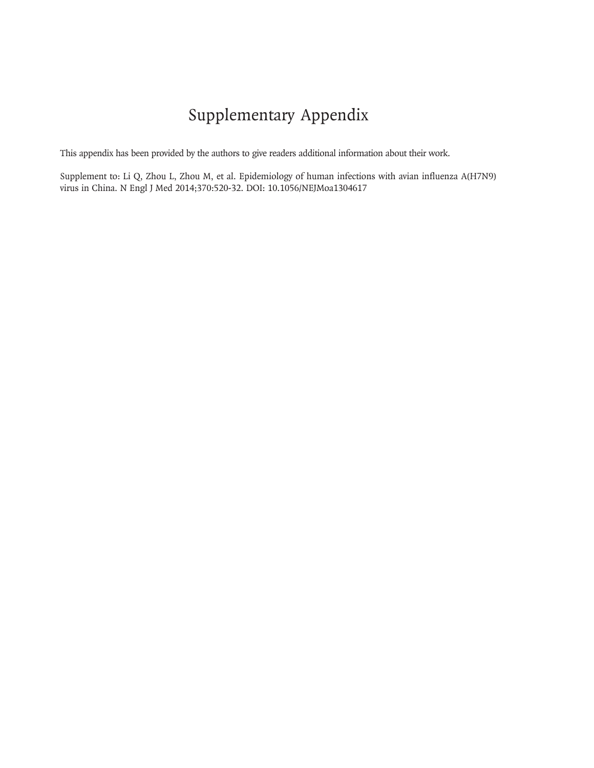# Supplementary Appendix

This appendix has been provided by the authors to give readers additional information about their work.

Supplement to: Li Q, Zhou L, Zhou M, et al. Epidemiology of human infections with avian influenza A(H7N9) virus in China. N Engl J Med 2014;370:520-32. DOI: 10.1056/NEJMoa1304617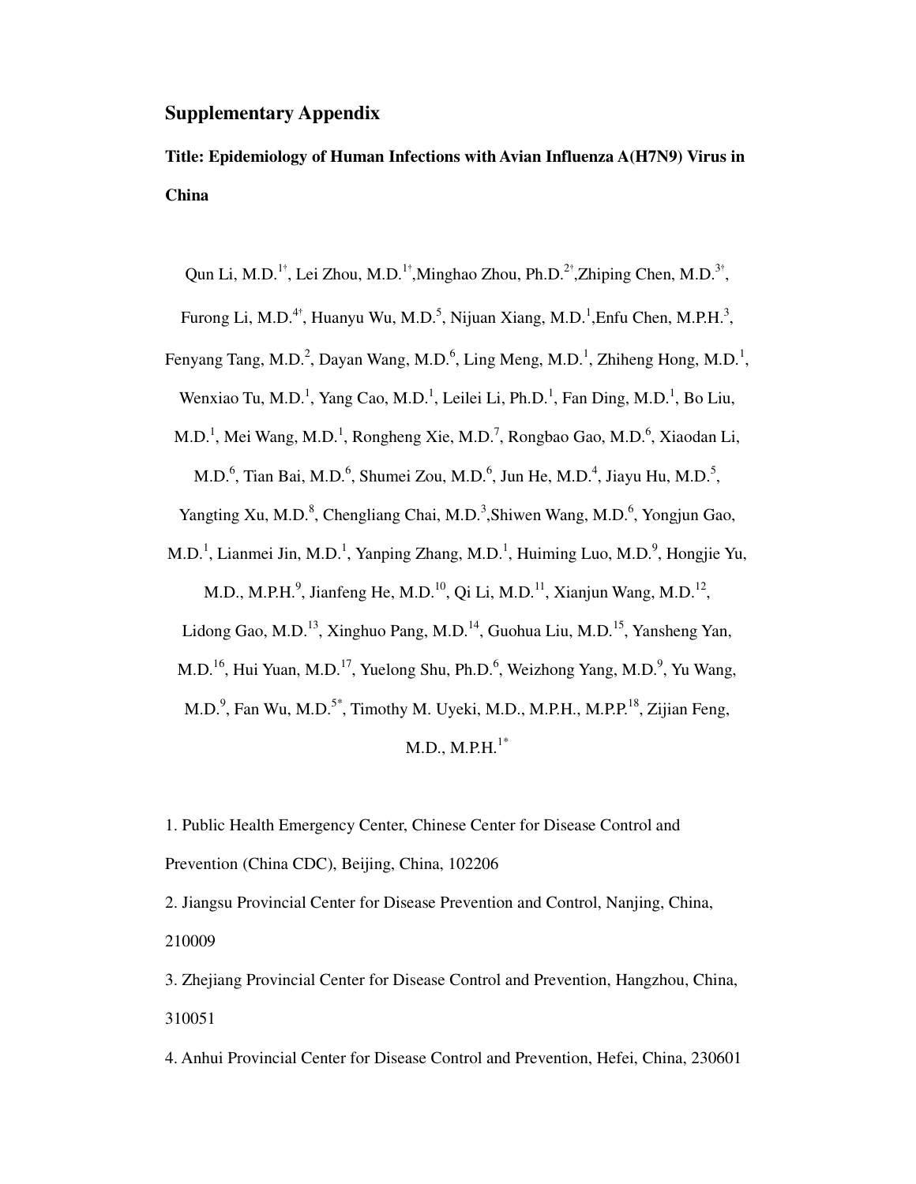# Supplementary Appendix

**Title: Epidemiology of Human Infections with Avian Influenza A(H7N9) Virus in China**

Qun Li, M.D.[1†], Lei Zhou, M.D.[1†], Minghao Zhou, Ph.D.[2†], Zhiping Chen, M.D.[3†], Furong Li, M.D.[4†], Huanyu Wu, M.D.[5], Nijuan Xiang, M.D.[1], Enfu Chen, M.P.H.[3], Fenyang Tang, M.D.[2], Dayan Wang, M.D.[6], Ling Meng, M.D.[1], Zhiheng Hong, M.D.[1], Wenxiao Tu, M.D.[1], Yang Cao, M.D.[1], Leilei Li, Ph.D.[1], Fan Ding, M.D.[1], Bo Liu, M.D.[1], Mei Wang, M.D.[1], Rongheng Xie, M.D.[7], Rongbao Gao, M.D.[6], Xiaodan Li, M.D.[6], Tian Bai, M.D.[6], Shumei Zou, M.D.[6], Jun He, M.D.[4], Jiayu Hu, M.D.[5], Yangting Xu, M.D.[8], Chengliang Chai, M.D.[3], Shiwen Wang, M.D.[6], Yongjun Gao, M.D.[1], Lianmei Jin, M.D.[1], Yanping Zhang, M.D.[1], Huiming Luo, M.D.[9], Hongjie Yu, M.D., M.P.H.[9], Jianfeng He, M.D.[10], Qi Li, M.D.[11], Xianjun Wang, M.D.[12], Lidong Gao, M.D.[13], Xinghuo Pang, M.D.[14], Guohua Liu, M.D.[15], Yansheng Yan, M.D.[16], Hui Yuan, M.D.[17], Yuelong Shu, Ph.D.[6], Weizhong Yang, M.D.[9], Yu Wang, M.D.[9], Fan Wu, M.D.[5*], Timothy M. Uyeki, M.D., M.P.H., M.P.P.[18], Zijian Feng, M.D., M.P.H.[1*]

1. Public Health Emergency Center, Chinese Center for Disease Control and Prevention (China CDC), Beijing, China, 102206
2. Jiangsu Provincial Center for Disease Prevention and Control, Nanjing, China, 210009
3. Zhejiang Provincial Center for Disease Control and Prevention, Hangzhou, China, 310051
4. Anhui Provincial Center for Disease Control and Prevention, Hefei, China, 230601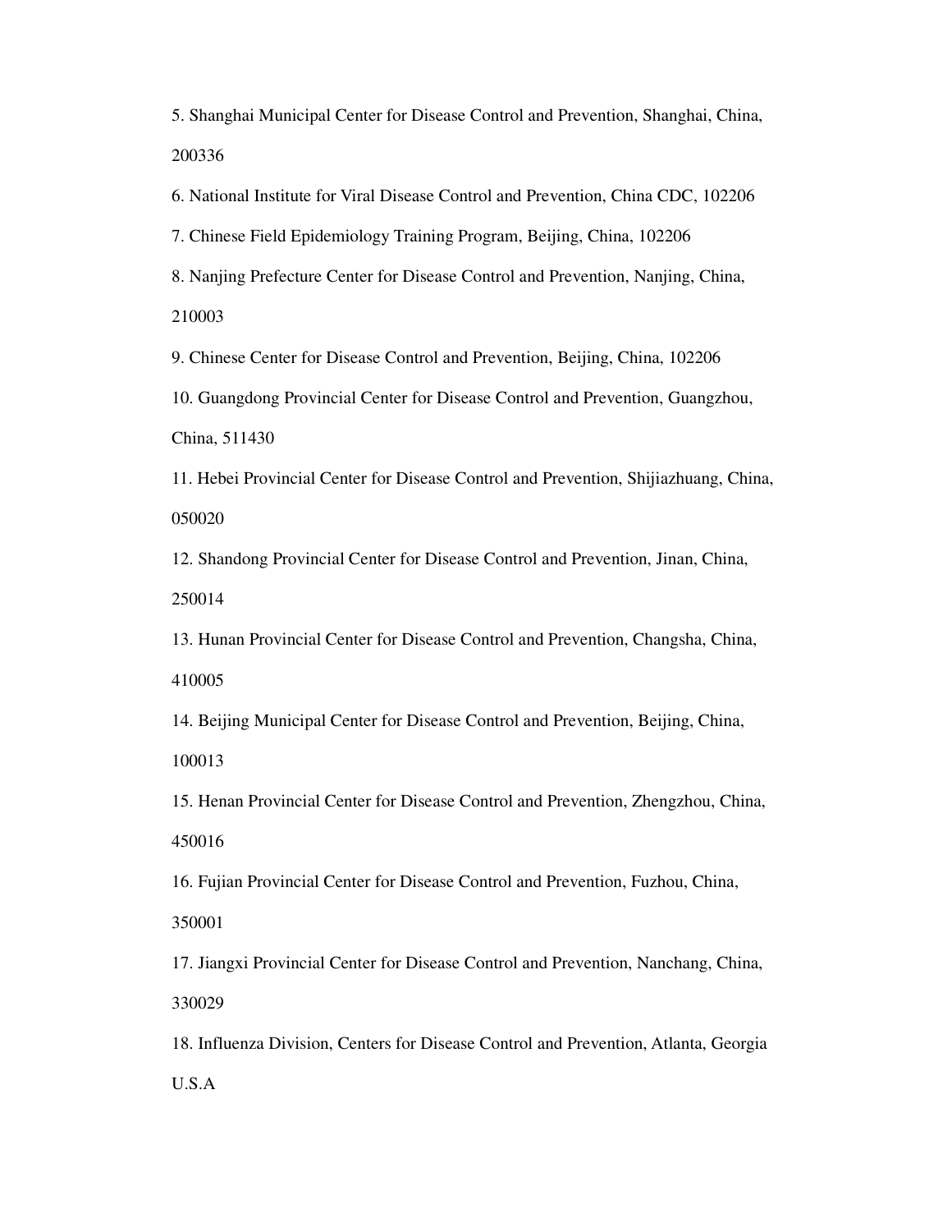5. Shanghai Municipal Center for Disease Control and Prevention, Shanghai, China, 200336

6. National Institute for Viral Disease Control and Prevention, China CDC, 102206

7. Chinese Field Epidemiology Training Program, Beijing, China, 102206

8. Nanjing Prefecture Center for Disease Control and Prevention, Nanjing, China, 210003

9. Chinese Center for Disease Control and Prevention, Beijing, China, 102206

10. Guangdong Provincial Center for Disease Control and Prevention, Guangzhou, China, 511430

11. Hebei Provincial Center for Disease Control and Prevention, Shijiazhuang, China, 050020

12. Shandong Provincial Center for Disease Control and Prevention, Jinan, China, 250014

13. Hunan Provincial Center for Disease Control and Prevention, Changsha, China, 410005

14. Beijing Municipal Center for Disease Control and Prevention, Beijing, China, 100013

15. Henan Provincial Center for Disease Control and Prevention, Zhengzhou, China, 450016

16. Fujian Provincial Center for Disease Control and Prevention, Fuzhou, China, 350001

17. Jiangxi Provincial Center for Disease Control and Prevention, Nanchang, China, 330029

18. Influenza Division, Centers for Disease Control and Prevention, Atlanta, Georgia U.S.A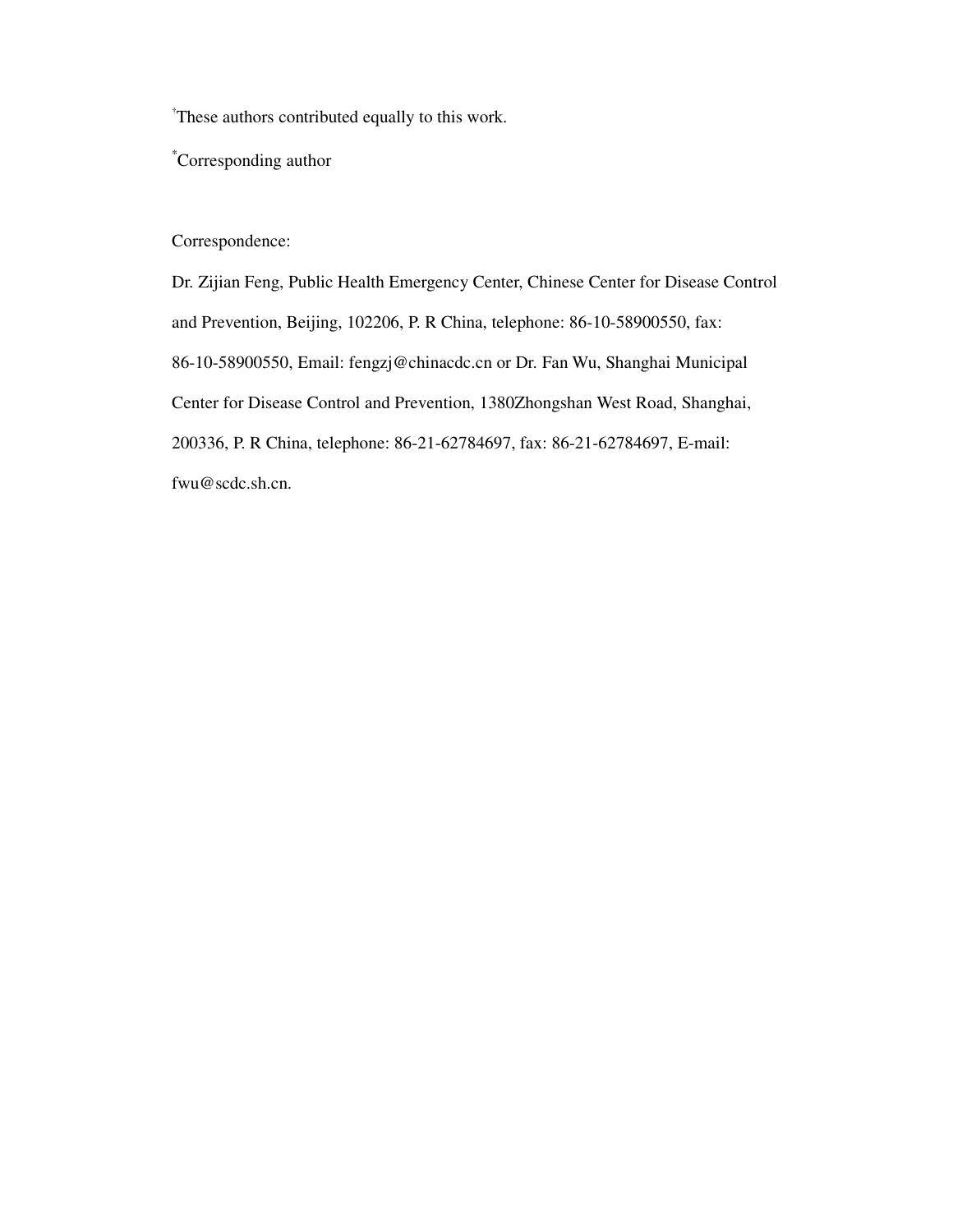[†]These authors contributed equally to this work.

[*]Corresponding author

Correspondence:

Dr. Zijian Feng, Public Health Emergency Center, Chinese Center for Disease Control and Prevention, Beijing, 102206, P. R China, telephone: 86-10-58900550, fax: 86-10-58900550, Email: fengzj@chinacdc.cn or Dr. Fan Wu, Shanghai Municipal Center for Disease Control and Prevention, 1380Zhongshan West Road, Shanghai, 200336, P. R China, telephone: 86-21-62784697, fax: 86-21-62784697, E-mail: fwu@scdc.sh.cn.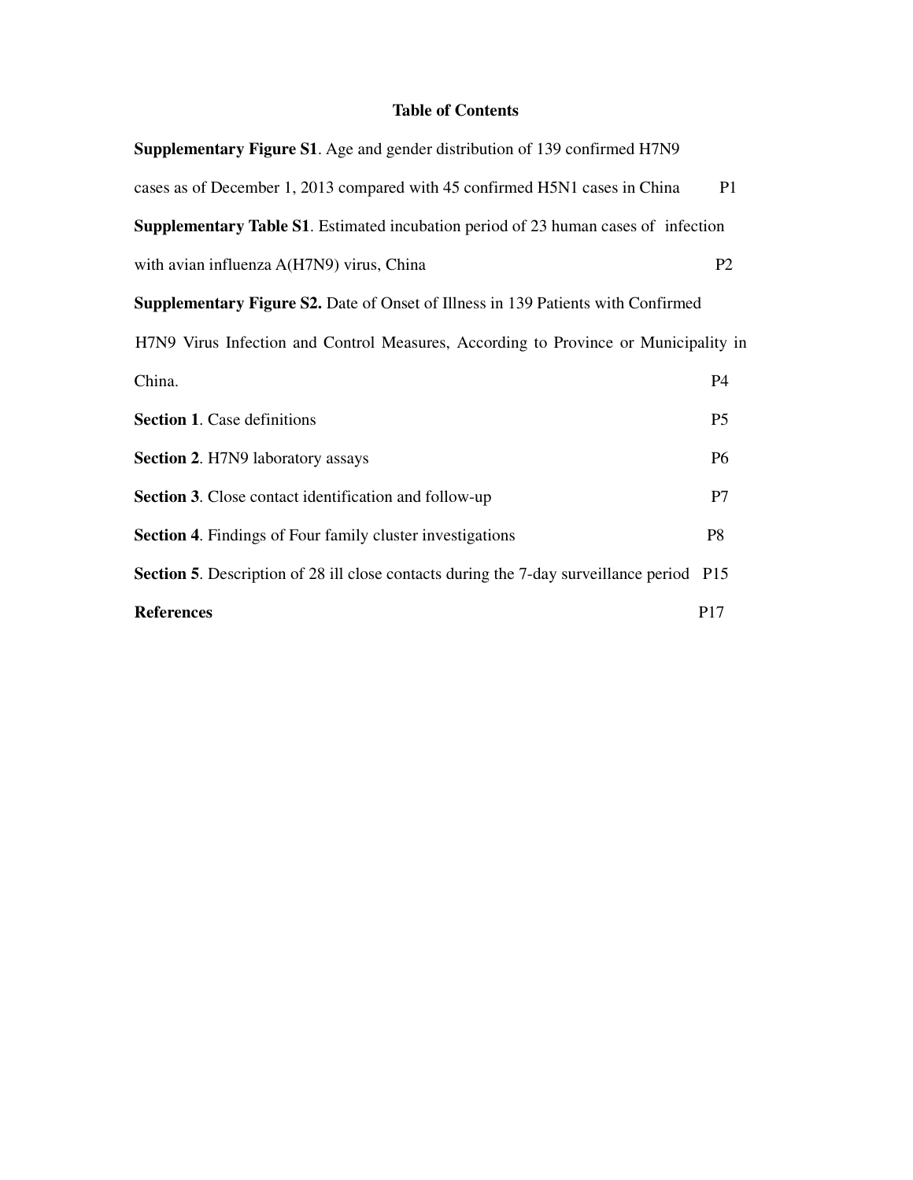**Table of Contents**

**Supplementary Figure S1**. Age and gender distribution of 139 confirmed H7N9 cases as of December 1, 2013 compared with 45 confirmed H5N1 cases in China P1

**Supplementary Table S1**. Estimated incubation period of 23 human cases of infection with avian influenza A(H7N9) virus, China P2

**Supplementary Figure S2.** Date of Onset of Illness in 139 Patients with Confirmed H7N9 Virus Infection and Control Measures, According to Province or Municipality in China. P4

**Section 1**. Case definitions P5

**Section 2**. H7N9 laboratory assays P6

**Section 3**. Close contact identification and follow-up P7

**Section 4**. Findings of Four family cluster investigations P8

**Section 5**. Description of 28 ill close contacts during the 7-day surveillance period P15

**References** P17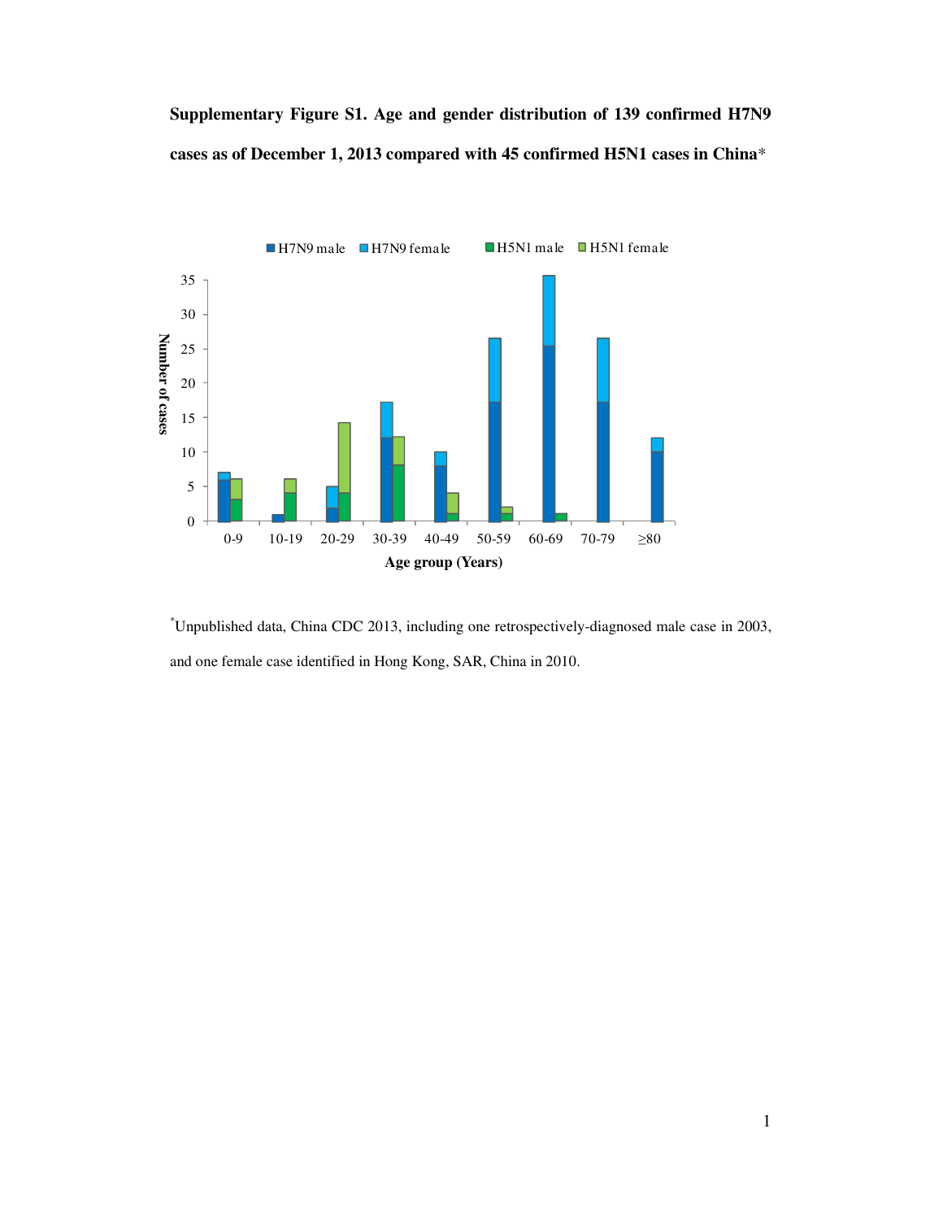**Supplementary Figure S1. Age and gender distribution of 139 confirmed H7N9 cases as of December 1, 2013 compared with 45 confirmed H5N1 cases in China***

[*] Unpublished data, China CDC 2013, including one retrospectively-diagnosed male case in 2003, and one female case identified in Hong Kong, SAR, China in 2010.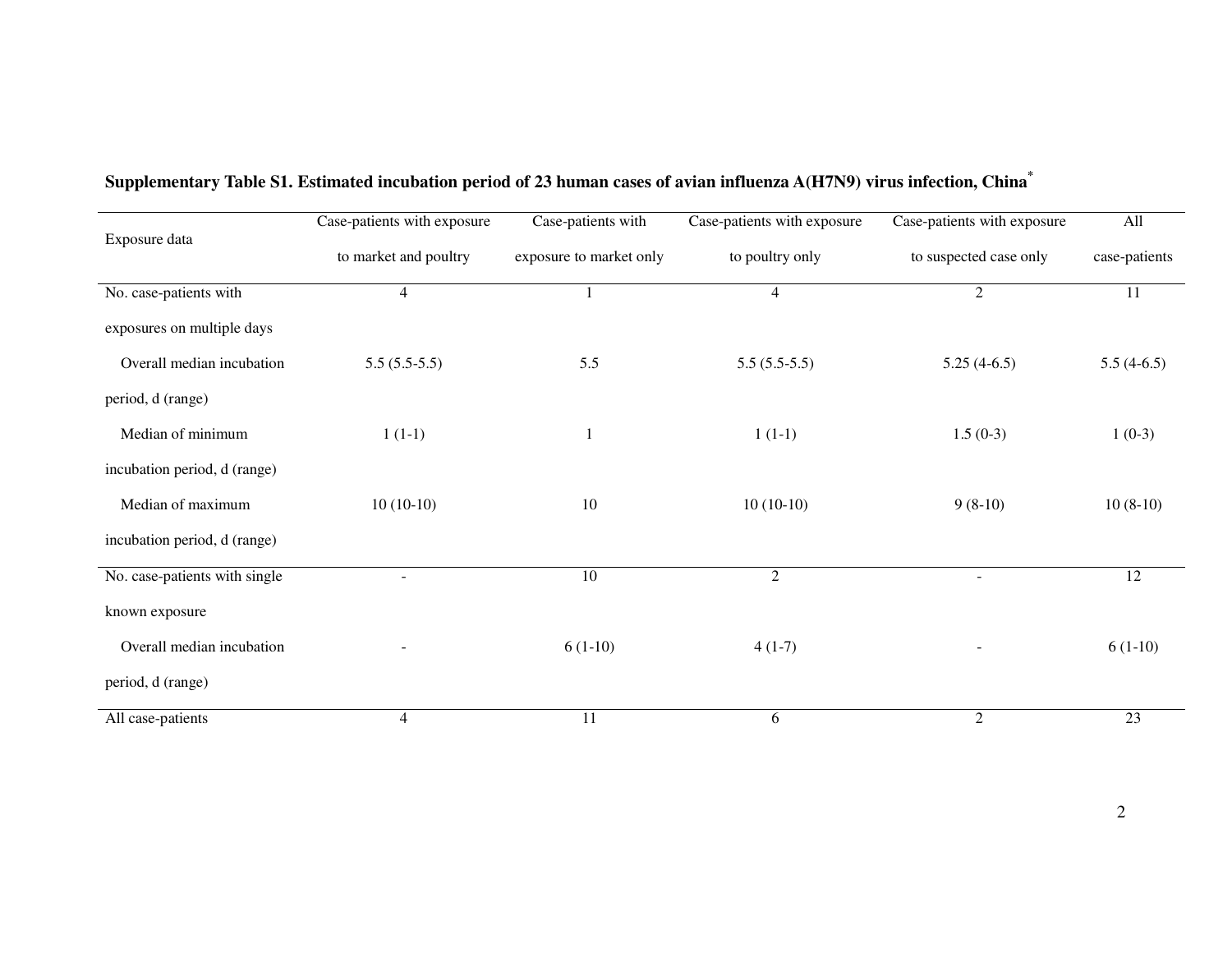**Supplementary Table S1. Estimated incubation period of 23 human cases of avian influenza A(H7N9) virus infection, China***

| Exposure data | Case-patients with exposure to market and poultry | Case-patients with exposure to market only | Case-patients with exposure to poultry only | Case-patients with exposure to suspected case only | All case-patients |
|---|---|---|---|---|---|
| No. case-patients with exposures on multiple days | 4 | 1 | 4 | 2 | 11 |
| Overall median incubation period, d (range) | 5.5 (5.5-5.5) | 5.5 | 5.5 (5.5-5.5) | 5.25 (4-6.5) | 5.5 (4-6.5) |
| Median of minimum incubation period, d (range) | 1 (1-1) | 1 | 1 (1-1) | 1.5 (0-3) | 1 (0-3) |
| Median of maximum incubation period, d (range) | 10 (10-10) | 10 | 10 (10-10) | 9 (8-10) | 10 (8-10) |
| No. case-patients with single known exposure | - | 10 | 2 | - | 12 |
| Overall median incubation period, d (range) | - | 6 (1-10) | 4 (1-7) | - | 6 (1-10) |
| All case-patients | 4 | 11 | 6 | 2 | 23 |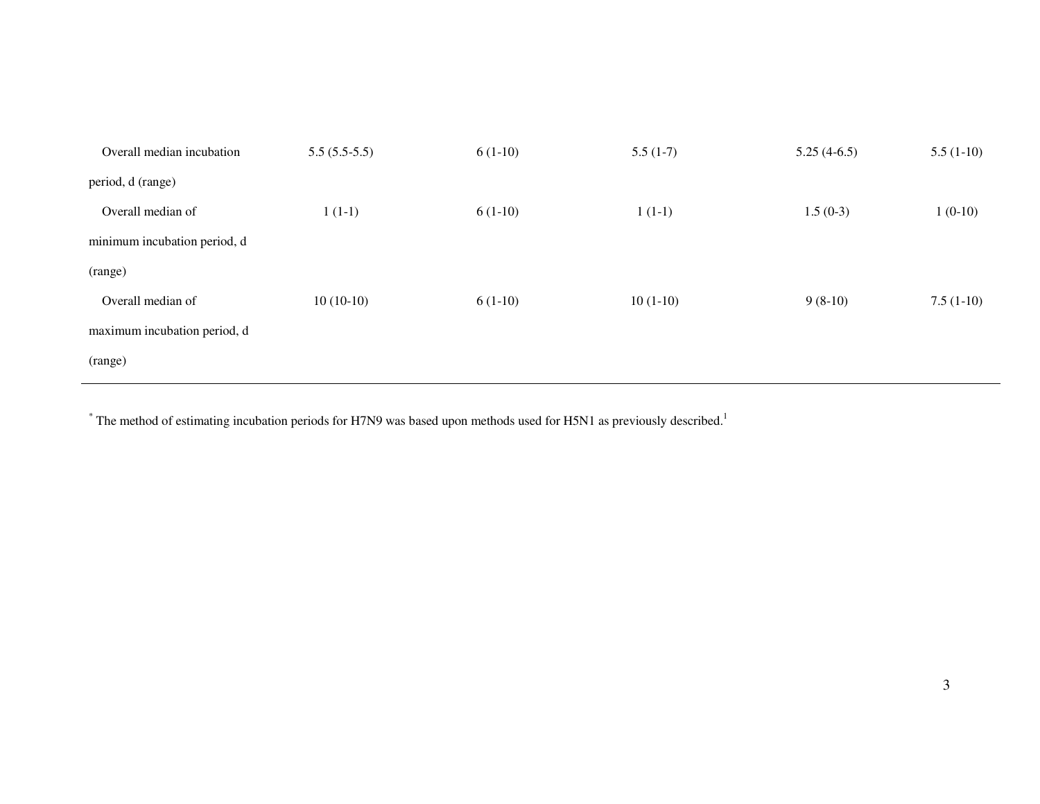| | | | | | |
|---|---|---|---|---|---|
| Overall median incubation period, d (range) | 5.5 (5.5-5.5) | 6 (1-10) | 5.5 (1-7) | 5.25 (4-6.5) | 5.5 (1-10) |
| Overall median of minimum incubation period, d (range) | 1 (1-1) | 6 (1-10) | 1 (1-1) | 1.5 (0-3) | 1 (0-10) |
| Overall median of maximum incubation period, d (range) | 10 (10-10) | 6 (1-10) | 10 (1-10) | 9 (8-10) | 7.5 (1-10) |

* The method of estimating incubation periods for H7N9 was based upon methods used for H5N1 as previously described.[1]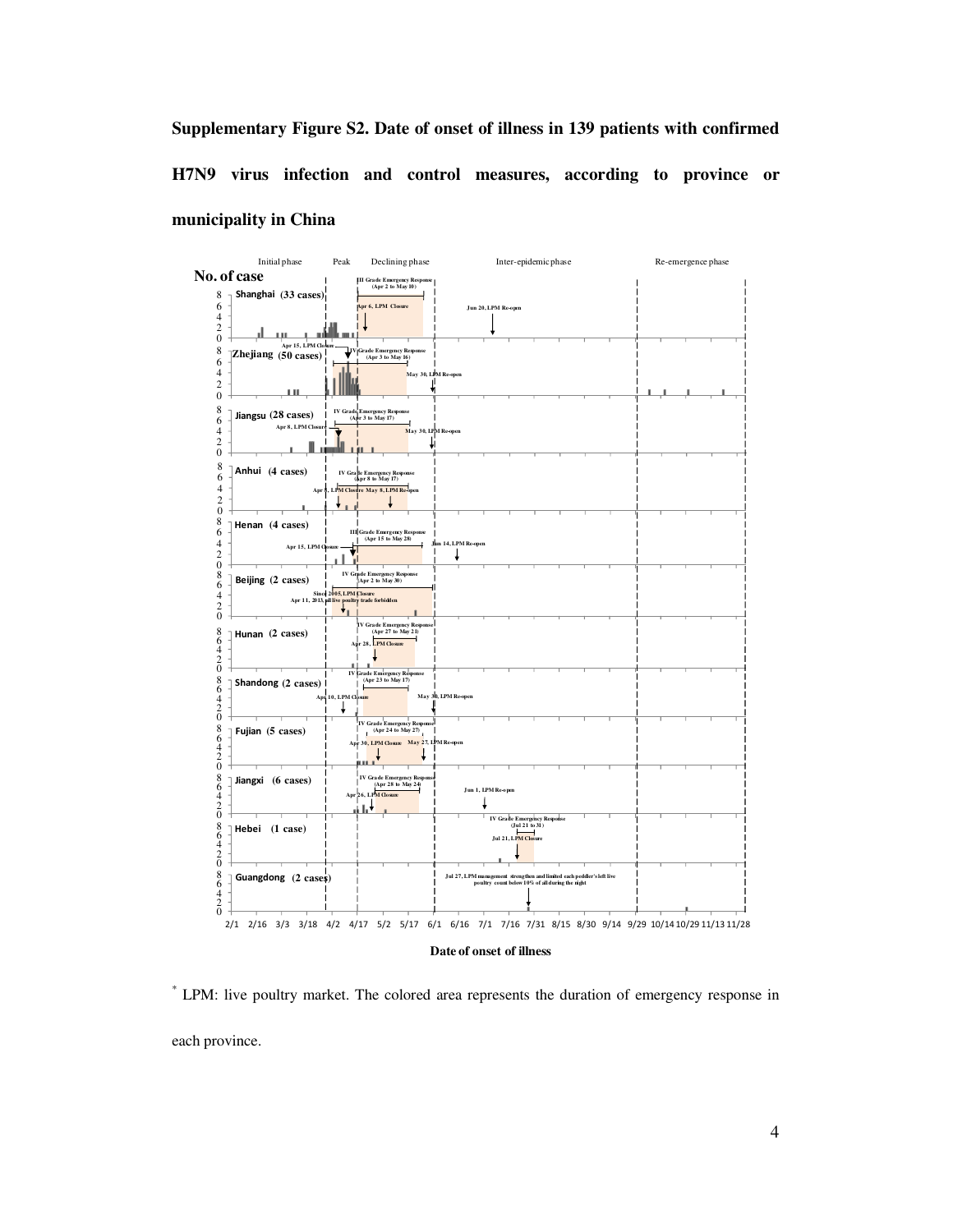**Supplementary Figure S2. Date of onset of illness in 139 patients with confirmed H7N9 virus infection and control measures, according to province or municipality in China**

Initial phase | Peak | Declining phase | Inter-epidemic phase | Re-emergence phase

No. of case

Shanghai (33 cases) — III Grade Emergency Response (Apr 2 to May 10); Apr 6, LPM Closure; Jun 20, LPM Re-open

Zhejiang (50 cases) — Apr 15, LPM Closure; IV Grade Emergency Response (Apr 3 to May 16); May 30, LPM Re-open

Jiangsu (28 cases) — IV Grade Emergency Response (Apr 3 to May 17); Apr 8, LPM Closure; May 30, LPM Re-open

Anhui (4 cases) — IV Grade Emergency Response (Apr 8 to May 17); Apr 7, LPM Closure; May 8, LPM Re-open

Henan (4 cases) — III Grade Emergency Response (Apr 15 to May 28); Apr 15, LPM Closure; Jun 14, LPM Re-open

Beijing (2 cases) — IV Grade Emergency Response (Apr 2 to May 30); Since 2005, LPM Closure; Apr 11, 2013, all live poultry trade forbidden

Hunan (2 cases) — IV Grade Emergency Response (Apr 27 to May 21); Apr 28, LPM Closure

Shandong (2 cases) — IV Grade Emergency Response (Apr 23 to May 17); Apr 10, LPM Closure; May 30, LPM Re-open

Fujian (5 cases) — IV Grade Emergency Response (Apr 24 to May 27); Apr 30, LPM Closure; May 27, LPM Re-open

Jiangxi (6 cases) — IV Grade Emergency Response (Apr 28 to May 24); Apr 26, LPM Closure; Jun 1, LPM Re-open

Hebei (1 case) — IV Grade Emergency Response (Jul 21 to 31); Jul 21, LPM Closure

Guangdong (2 cases) — Jul 27, LPM management strengthen and limited each peddler's left live poultry count below 10% of all during the night

2/1 2/16 3/3 3/18 4/2 4/17 5/2 5/17 6/1 6/16 7/1 7/16 7/31 8/15 8/30 9/14 9/29 10/14 10/29 11/13 11/28

Date of onset of illness

[*] LPM: live poultry market. The colored area represents the duration of emergency response in each province.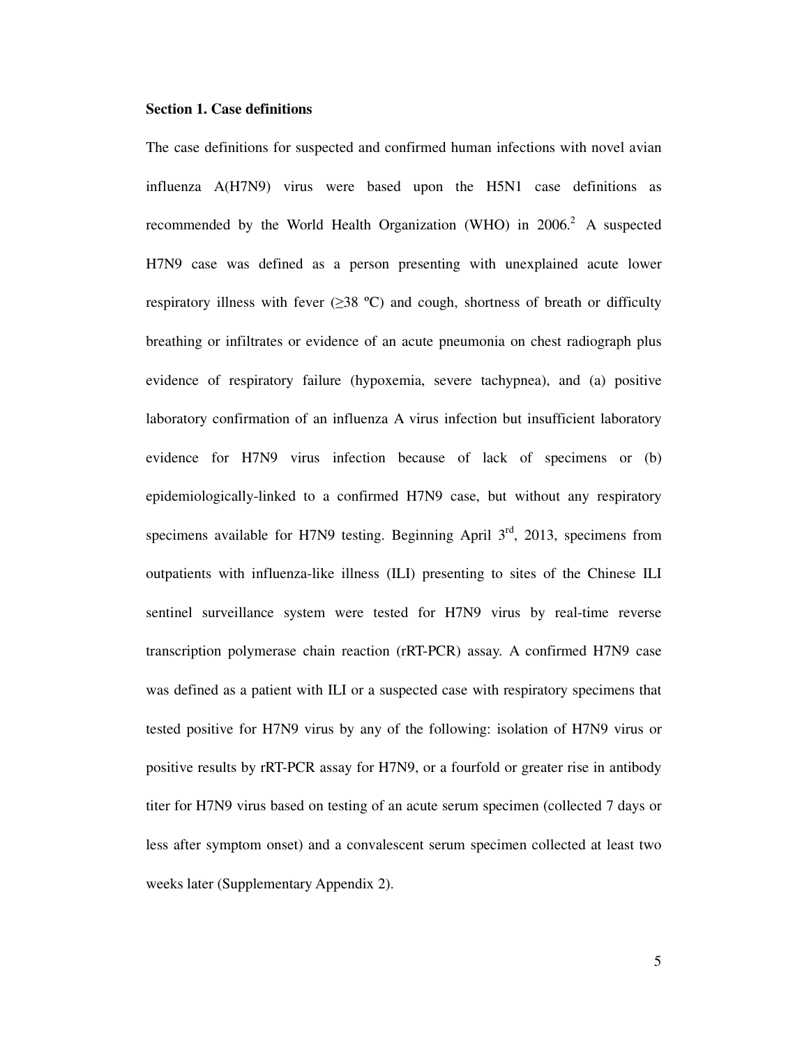**Section 1. Case definitions**

The case definitions for suspected and confirmed human infections with novel avian influenza A(H7N9) virus were based upon the H5N1 case definitions as recommended by the World Health Organization (WHO) in 2006.[2] A suspected H7N9 case was defined as a person presenting with unexplained acute lower respiratory illness with fever (≥38 ºC) and cough, shortness of breath or difficulty breathing or infiltrates or evidence of an acute pneumonia on chest radiograph plus evidence of respiratory failure (hypoxemia, severe tachypnea), and (a) positive laboratory confirmation of an influenza A virus infection but insufficient laboratory evidence for H7N9 virus infection because of lack of specimens or (b) epidemiologically-linked to a confirmed H7N9 case, but without any respiratory specimens available for H7N9 testing. Beginning April 3rd, 2013, specimens from outpatients with influenza-like illness (ILI) presenting to sites of the Chinese ILI sentinel surveillance system were tested for H7N9 virus by real-time reverse transcription polymerase chain reaction (rRT-PCR) assay. A confirmed H7N9 case was defined as a patient with ILI or a suspected case with respiratory specimens that tested positive for H7N9 virus by any of the following: isolation of H7N9 virus or positive results by rRT-PCR assay for H7N9, or a fourfold or greater rise in antibody titer for H7N9 virus based on testing of an acute serum specimen (collected 7 days or less after symptom onset) and a convalescent serum specimen collected at least two weeks later (Supplementary Appendix 2).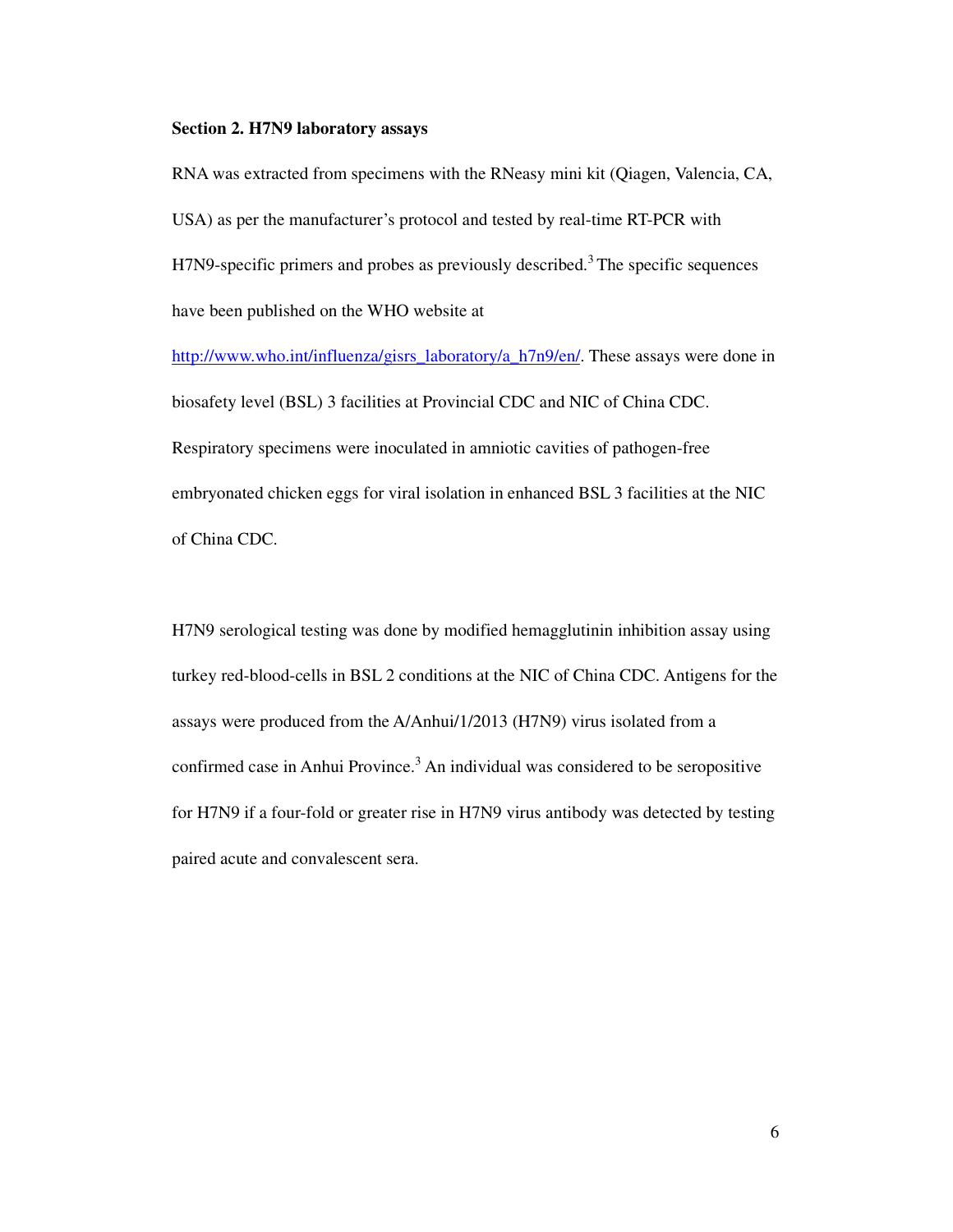**Section 2. H7N9 laboratory assays**

RNA was extracted from specimens with the RNeasy mini kit (Qiagen, Valencia, CA, USA) as per the manufacturer's protocol and tested by real-time RT-PCR with H7N9-specific primers and probes as previously described.[3] The specific sequences have been published on the WHO website at http://www.who.int/influenza/gisrs_laboratory/a_h7n9/en/. These assays were done in biosafety level (BSL) 3 facilities at Provincial CDC and NIC of China CDC. Respiratory specimens were inoculated in amniotic cavities of pathogen-free embryonated chicken eggs for viral isolation in enhanced BSL 3 facilities at the NIC of China CDC.

H7N9 serological testing was done by modified hemagglutinin inhibition assay using turkey red-blood-cells in BSL 2 conditions at the NIC of China CDC. Antigens for the assays were produced from the A/Anhui/1/2013 (H7N9) virus isolated from a confirmed case in Anhui Province.[3] An individual was considered to be seropositive for H7N9 if a four-fold or greater rise in H7N9 virus antibody was detected by testing paired acute and convalescent sera.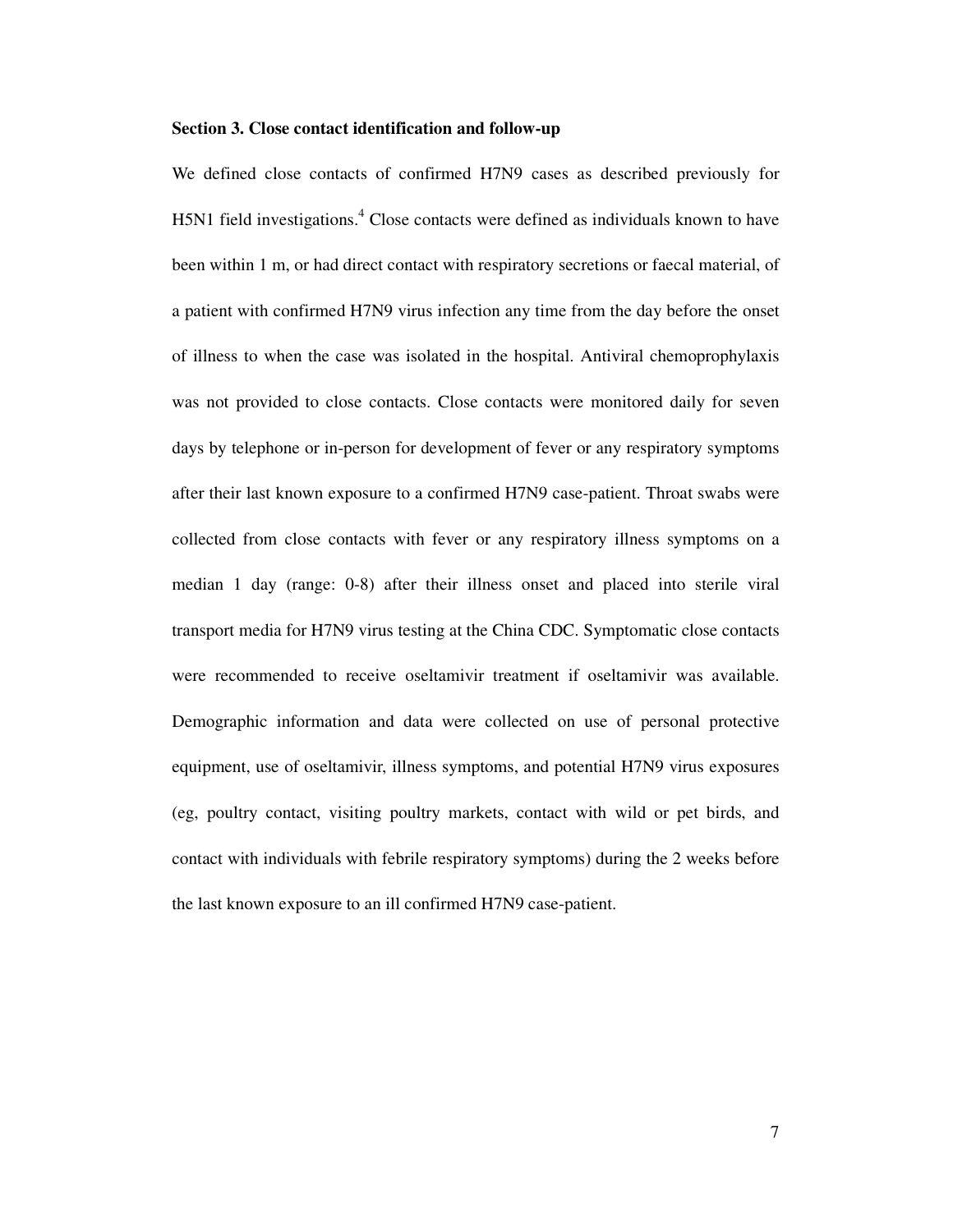### Section 3. Close contact identification and follow-up

We defined close contacts of confirmed H7N9 cases as described previously for H5N1 field investigations.[4] Close contacts were defined as individuals known to have been within 1 m, or had direct contact with respiratory secretions or faecal material, of a patient with confirmed H7N9 virus infection any time from the day before the onset of illness to when the case was isolated in the hospital. Antiviral chemoprophylaxis was not provided to close contacts. Close contacts were monitored daily for seven days by telephone or in-person for development of fever or any respiratory symptoms after their last known exposure to a confirmed H7N9 case-patient. Throat swabs were collected from close contacts with fever or any respiratory illness symptoms on a median 1 day (range: 0-8) after their illness onset and placed into sterile viral transport media for H7N9 virus testing at the China CDC. Symptomatic close contacts were recommended to receive oseltamivir treatment if oseltamivir was available. Demographic information and data were collected on use of personal protective equipment, use of oseltamivir, illness symptoms, and potential H7N9 virus exposures (eg, poultry contact, visiting poultry markets, contact with wild or pet birds, and contact with individuals with febrile respiratory symptoms) during the 2 weeks before the last known exposure to an ill confirmed H7N9 case-patient.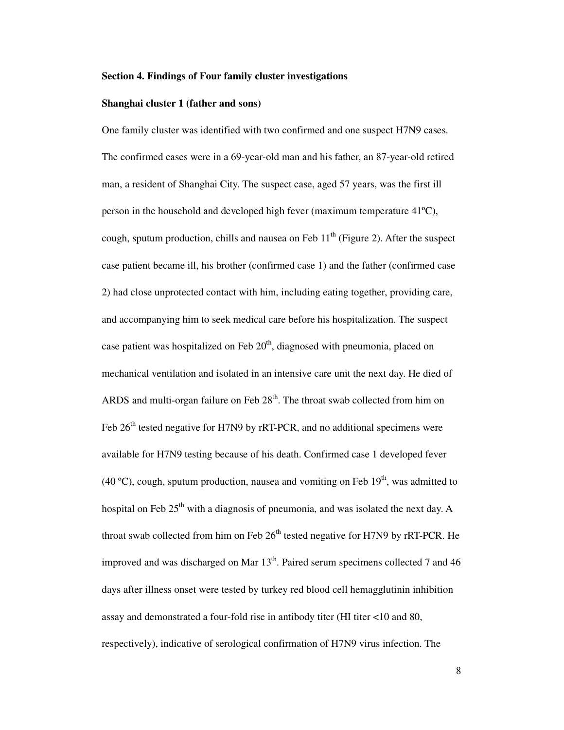**Section 4. Findings of Four family cluster investigations**

**Shanghai cluster 1 (father and sons)**

One family cluster was identified with two confirmed and one suspect H7N9 cases. The confirmed cases were in a 69-year-old man and his father, an 87-year-old retired man, a resident of Shanghai City. The suspect case, aged 57 years, was the first ill person in the household and developed high fever (maximum temperature 41ºC), cough, sputum production, chills and nausea on Feb 11th (Figure 2). After the suspect case patient became ill, his brother (confirmed case 1) and the father (confirmed case 2) had close unprotected contact with him, including eating together, providing care, and accompanying him to seek medical care before his hospitalization. The suspect case patient was hospitalized on Feb 20th, diagnosed with pneumonia, placed on mechanical ventilation and isolated in an intensive care unit the next day. He died of ARDS and multi-organ failure on Feb 28th. The throat swab collected from him on Feb 26th tested negative for H7N9 by rRT-PCR, and no additional specimens were available for H7N9 testing because of his death. Confirmed case 1 developed fever (40 ºC), cough, sputum production, nausea and vomiting on Feb 19th, was admitted to hospital on Feb 25th with a diagnosis of pneumonia, and was isolated the next day. A throat swab collected from him on Feb 26th tested negative for H7N9 by rRT-PCR. He improved and was discharged on Mar 13th. Paired serum specimens collected 7 and 46 days after illness onset were tested by turkey red blood cell hemagglutinin inhibition assay and demonstrated a four-fold rise in antibody titer (HI titer <10 and 80, respectively), indicative of serological confirmation of H7N9 virus infection. The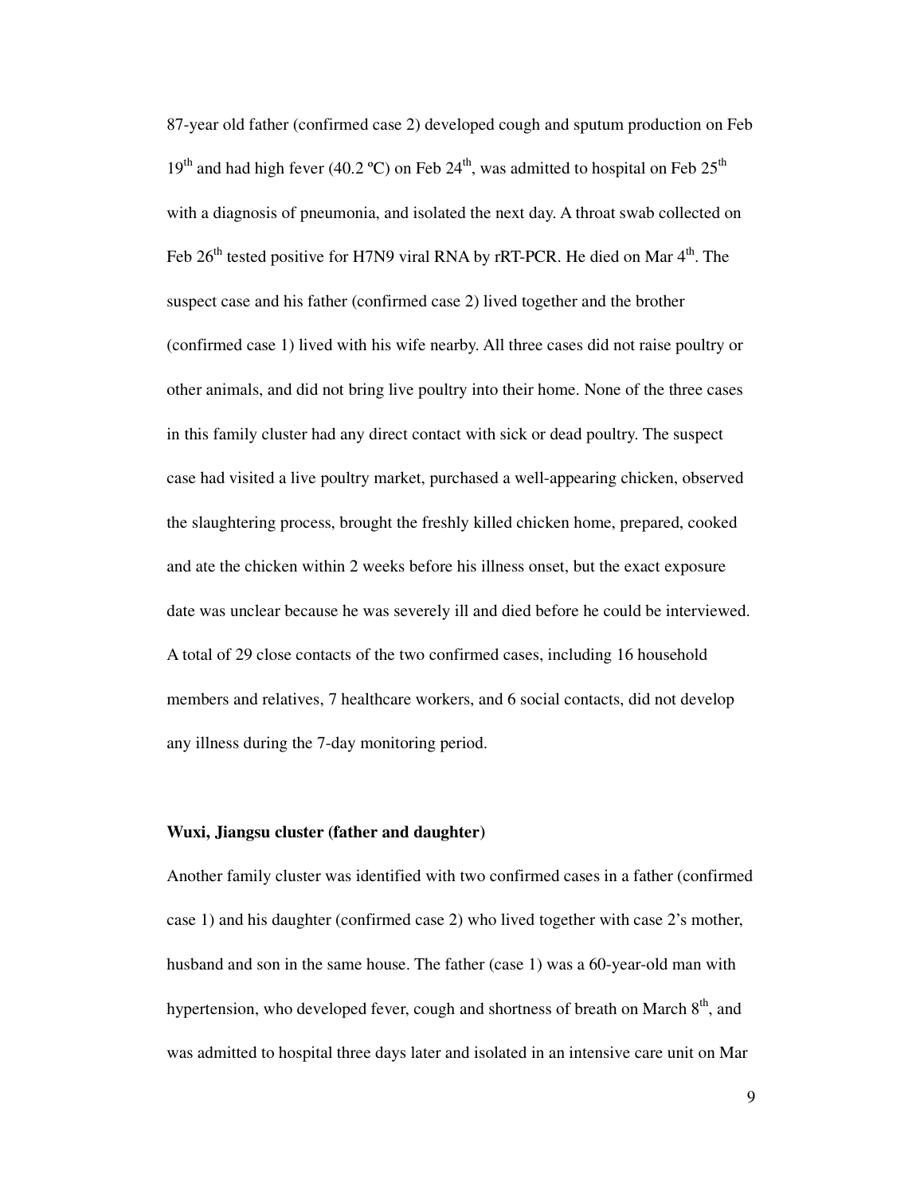87-year old father (confirmed case 2) developed cough and sputum production on Feb 19th and had high fever (40.2 ºC) on Feb 24th, was admitted to hospital on Feb 25th with a diagnosis of pneumonia, and isolated the next day. A throat swab collected on Feb 26th tested positive for H7N9 viral RNA by rRT-PCR. He died on Mar 4th. The suspect case and his father (confirmed case 2) lived together and the brother (confirmed case 1) lived with his wife nearby. All three cases did not raise poultry or other animals, and did not bring live poultry into their home. None of the three cases in this family cluster had any direct contact with sick or dead poultry. The suspect case had visited a live poultry market, purchased a well-appearing chicken, observed the slaughtering process, brought the freshly killed chicken home, prepared, cooked and ate the chicken within 2 weeks before his illness onset, but the exact exposure date was unclear because he was severely ill and died before he could be interviewed. A total of 29 close contacts of the two confirmed cases, including 16 household members and relatives, 7 healthcare workers, and 6 social contacts, did not develop any illness during the 7-day monitoring period.

**Wuxi, Jiangsu cluster (father and daughter)**

Another family cluster was identified with two confirmed cases in a father (confirmed case 1) and his daughter (confirmed case 2) who lived together with case 2's mother, husband and son in the same house. The father (case 1) was a 60-year-old man with hypertension, who developed fever, cough and shortness of breath on March 8th, and was admitted to hospital three days later and isolated in an intensive care unit on Mar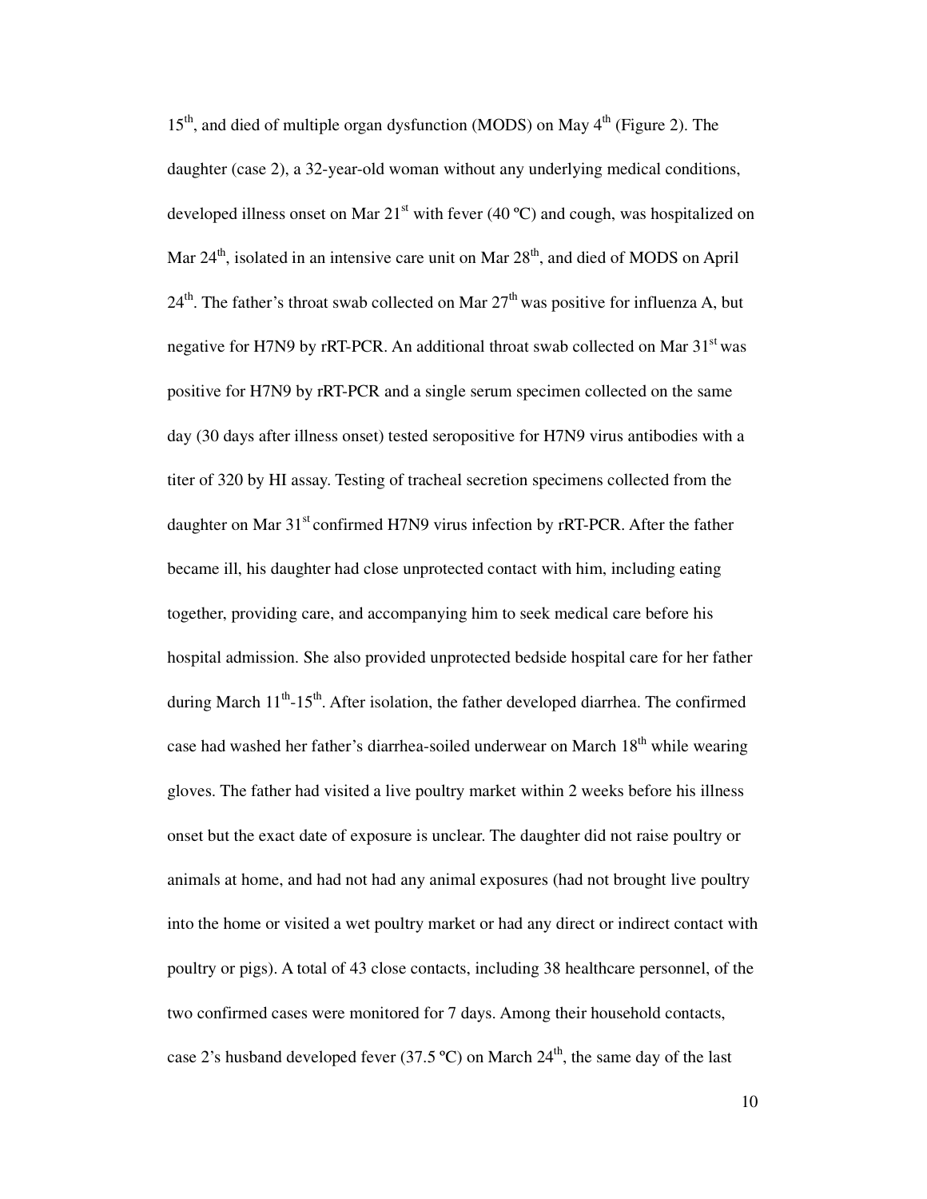15th, and died of multiple organ dysfunction (MODS) on May 4th (Figure 2). The daughter (case 2), a 32-year-old woman without any underlying medical conditions, developed illness onset on Mar 21st with fever (40 ºC) and cough, was hospitalized on Mar 24th, isolated in an intensive care unit on Mar 28th, and died of MODS on April 24th. The father's throat swab collected on Mar 27th was positive for influenza A, but negative for H7N9 by rRT-PCR. An additional throat swab collected on Mar 31st was positive for H7N9 by rRT-PCR and a single serum specimen collected on the same day (30 days after illness onset) tested seropositive for H7N9 virus antibodies with a titer of 320 by HI assay. Testing of tracheal secretion specimens collected from the daughter on Mar 31st confirmed H7N9 virus infection by rRT-PCR. After the father became ill, his daughter had close unprotected contact with him, including eating together, providing care, and accompanying him to seek medical care before his hospital admission. She also provided unprotected bedside hospital care for her father during March 11th-15th. After isolation, the father developed diarrhea. The confirmed case had washed her father's diarrhea-soiled underwear on March 18th while wearing gloves. The father had visited a live poultry market within 2 weeks before his illness onset but the exact date of exposure is unclear. The daughter did not raise poultry or animals at home, and had not had any animal exposures (had not brought live poultry into the home or visited a wet poultry market or had any direct or indirect contact with poultry or pigs). A total of 43 close contacts, including 38 healthcare personnel, of the two confirmed cases were monitored for 7 days. Among their household contacts, case 2's husband developed fever (37.5 ºC) on March 24th, the same day of the last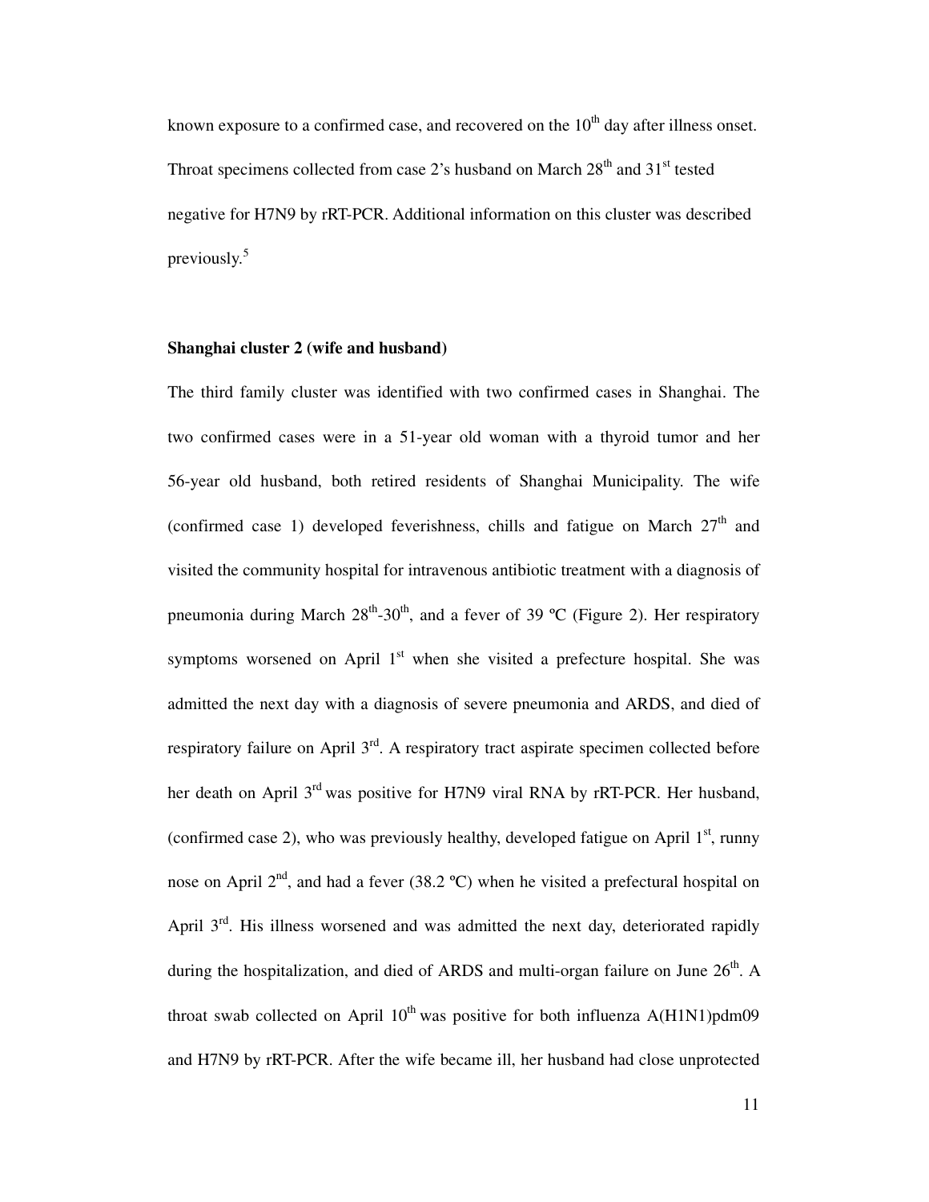known exposure to a confirmed case, and recovered on the 10th day after illness onset. Throat specimens collected from case 2's husband on March 28th and 31st tested negative for H7N9 by rRT-PCR. Additional information on this cluster was described previously.[5]

**Shanghai cluster 2 (wife and husband)**

The third family cluster was identified with two confirmed cases in Shanghai. The two confirmed cases were in a 51-year old woman with a thyroid tumor and her 56-year old husband, both retired residents of Shanghai Municipality. The wife (confirmed case 1) developed feverishness, chills and fatigue on March 27th and visited the community hospital for intravenous antibiotic treatment with a diagnosis of pneumonia during March 28th-30th, and a fever of 39 ºC (Figure 2). Her respiratory symptoms worsened on April 1st when she visited a prefecture hospital. She was admitted the next day with a diagnosis of severe pneumonia and ARDS, and died of respiratory failure on April 3rd. A respiratory tract aspirate specimen collected before her death on April 3rd was positive for H7N9 viral RNA by rRT-PCR. Her husband, (confirmed case 2), who was previously healthy, developed fatigue on April 1st, runny nose on April 2nd, and had a fever (38.2 ºC) when he visited a prefectural hospital on April 3rd. His illness worsened and was admitted the next day, deteriorated rapidly during the hospitalization, and died of ARDS and multi-organ failure on June 26th. A throat swab collected on April 10th was positive for both influenza A(H1N1)pdm09 and H7N9 by rRT-PCR. After the wife became ill, her husband had close unprotected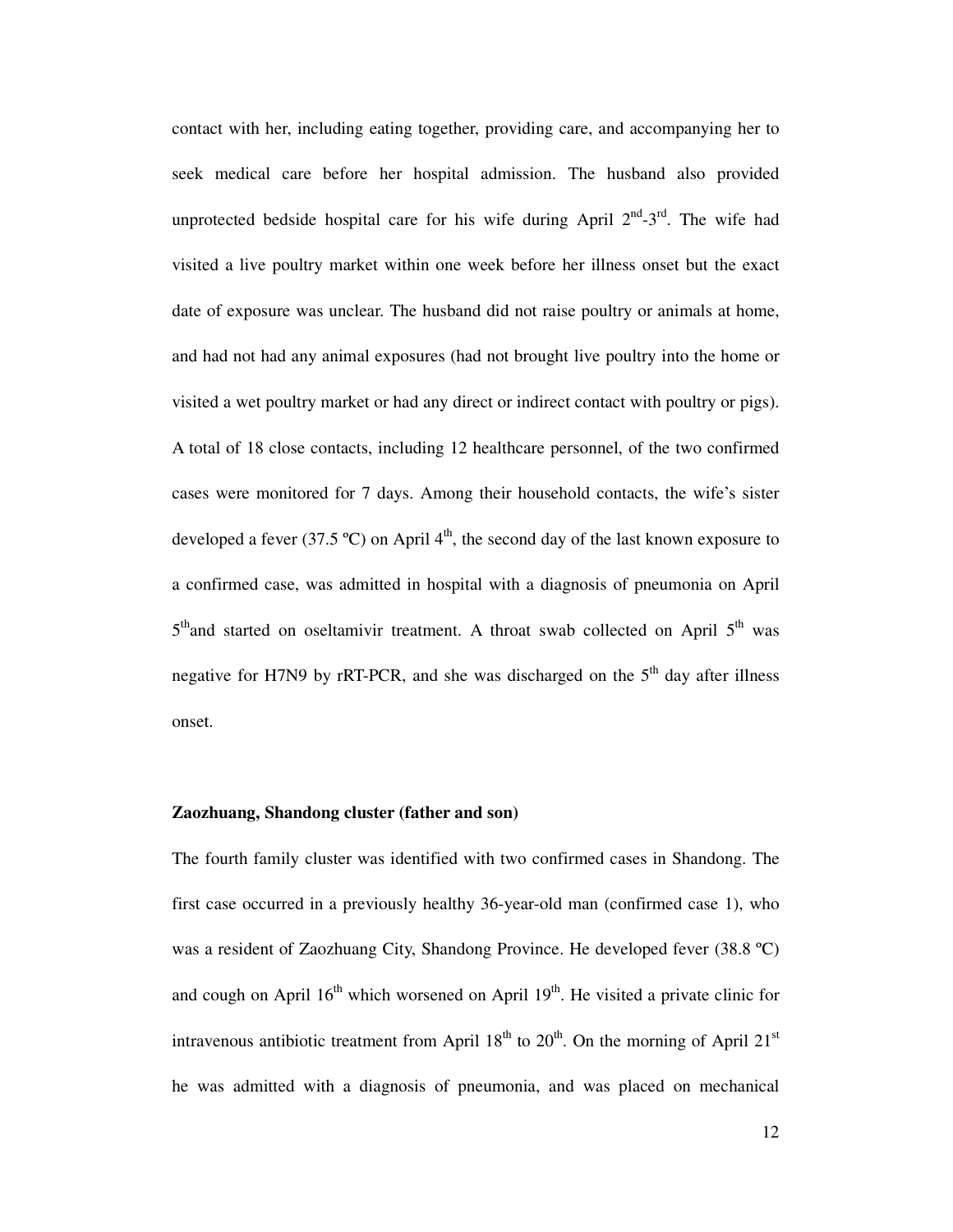contact with her, including eating together, providing care, and accompanying her to seek medical care before her hospital admission. The husband also provided unprotected bedside hospital care for his wife during April 2nd-3rd. The wife had visited a live poultry market within one week before her illness onset but the exact date of exposure was unclear. The husband did not raise poultry or animals at home, and had not had any animal exposures (had not brought live poultry into the home or visited a wet poultry market or had any direct or indirect contact with poultry or pigs). A total of 18 close contacts, including 12 healthcare personnel, of the two confirmed cases were monitored for 7 days. Among their household contacts, the wife's sister developed a fever (37.5 ºC) on April 4th, the second day of the last known exposure to a confirmed case, was admitted in hospital with a diagnosis of pneumonia on April 5thand started on oseltamivir treatment. A throat swab collected on April 5th was negative for H7N9 by rRT-PCR, and she was discharged on the 5th day after illness onset.

**Zaozhuang, Shandong cluster (father and son)**

The fourth family cluster was identified with two confirmed cases in Shandong. The first case occurred in a previously healthy 36-year-old man (confirmed case 1), who was a resident of Zaozhuang City, Shandong Province. He developed fever (38.8 ºC) and cough on April 16th which worsened on April 19th. He visited a private clinic for intravenous antibiotic treatment from April 18th to 20th. On the morning of April 21st he was admitted with a diagnosis of pneumonia, and was placed on mechanical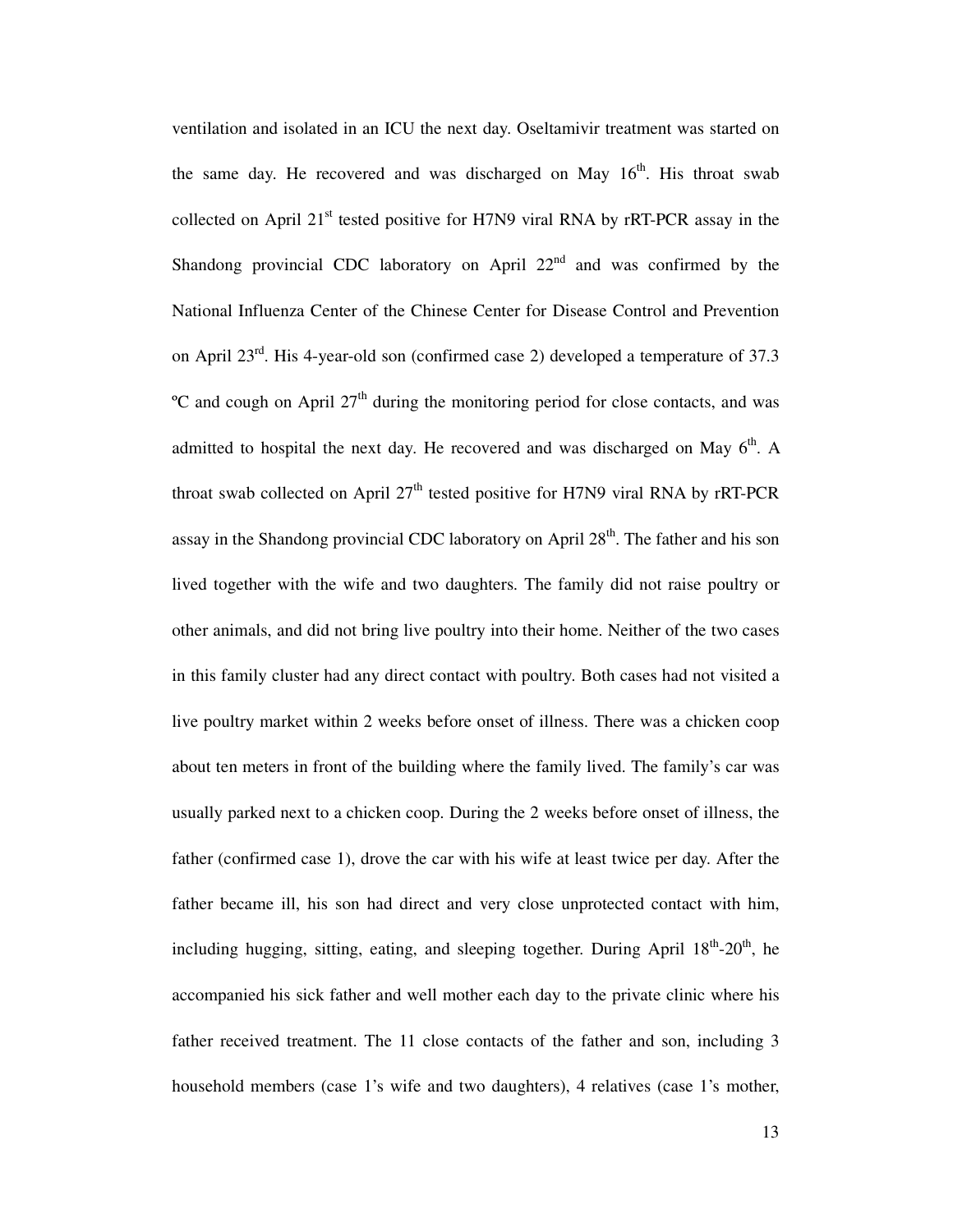ventilation and isolated in an ICU the next day. Oseltamivir treatment was started on the same day. He recovered and was discharged on May 16th. His throat swab collected on April 21st tested positive for H7N9 viral RNA by rRT-PCR assay in the Shandong provincial CDC laboratory on April 22nd and was confirmed by the National Influenza Center of the Chinese Center for Disease Control and Prevention on April 23rd. His 4-year-old son (confirmed case 2) developed a temperature of 37.3 ºC and cough on April 27th during the monitoring period for close contacts, and was admitted to hospital the next day. He recovered and was discharged on May 6th. A throat swab collected on April 27th tested positive for H7N9 viral RNA by rRT-PCR assay in the Shandong provincial CDC laboratory on April 28th. The father and his son lived together with the wife and two daughters. The family did not raise poultry or other animals, and did not bring live poultry into their home. Neither of the two cases in this family cluster had any direct contact with poultry. Both cases had not visited a live poultry market within 2 weeks before onset of illness. There was a chicken coop about ten meters in front of the building where the family lived. The family's car was usually parked next to a chicken coop. During the 2 weeks before onset of illness, the father (confirmed case 1), drove the car with his wife at least twice per day. After the father became ill, his son had direct and very close unprotected contact with him, including hugging, sitting, eating, and sleeping together. During April 18th-20th, he accompanied his sick father and well mother each day to the private clinic where his father received treatment. The 11 close contacts of the father and son, including 3 household members (case 1's wife and two daughters), 4 relatives (case 1's mother,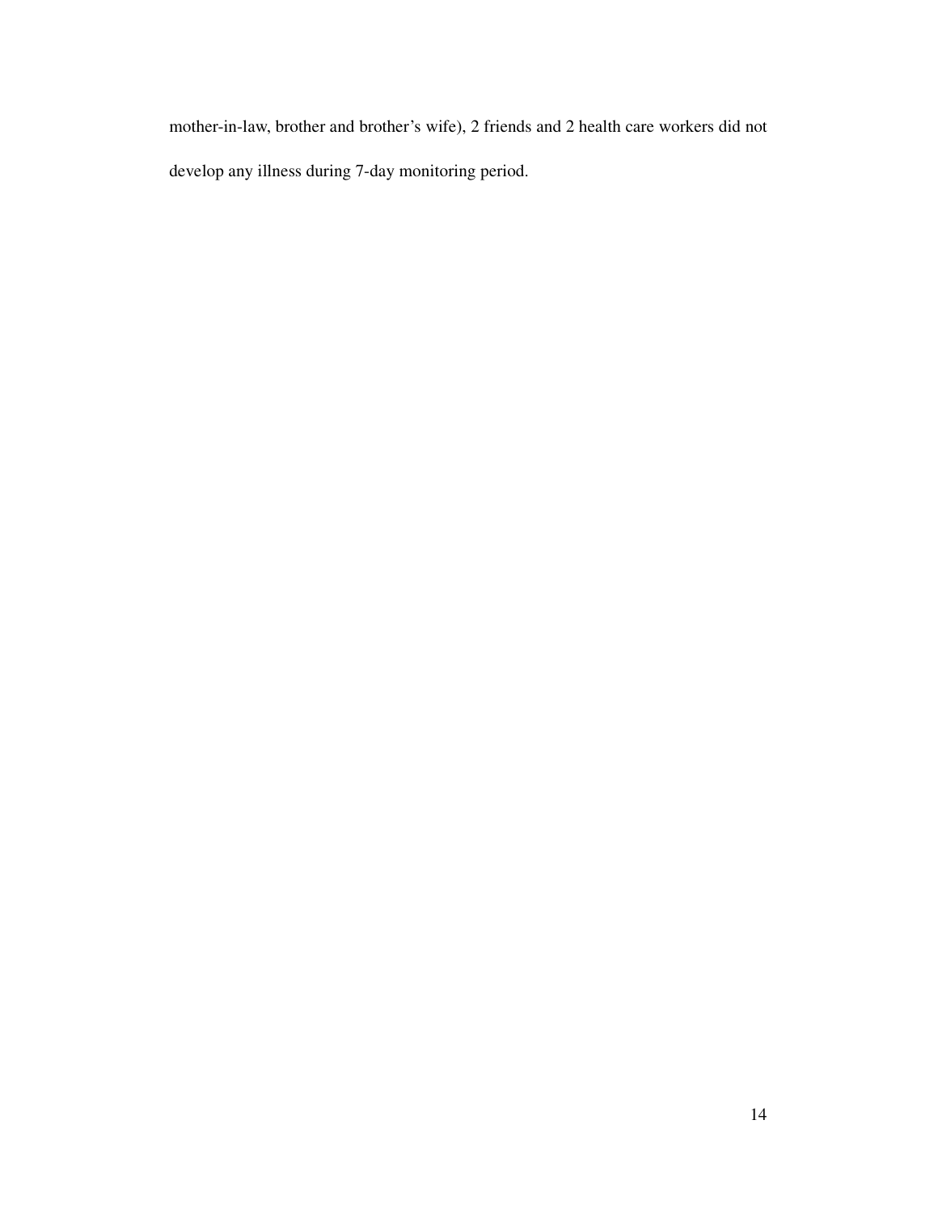mother-in-law, brother and brother's wife), 2 friends and 2 health care workers did not develop any illness during 7-day monitoring period.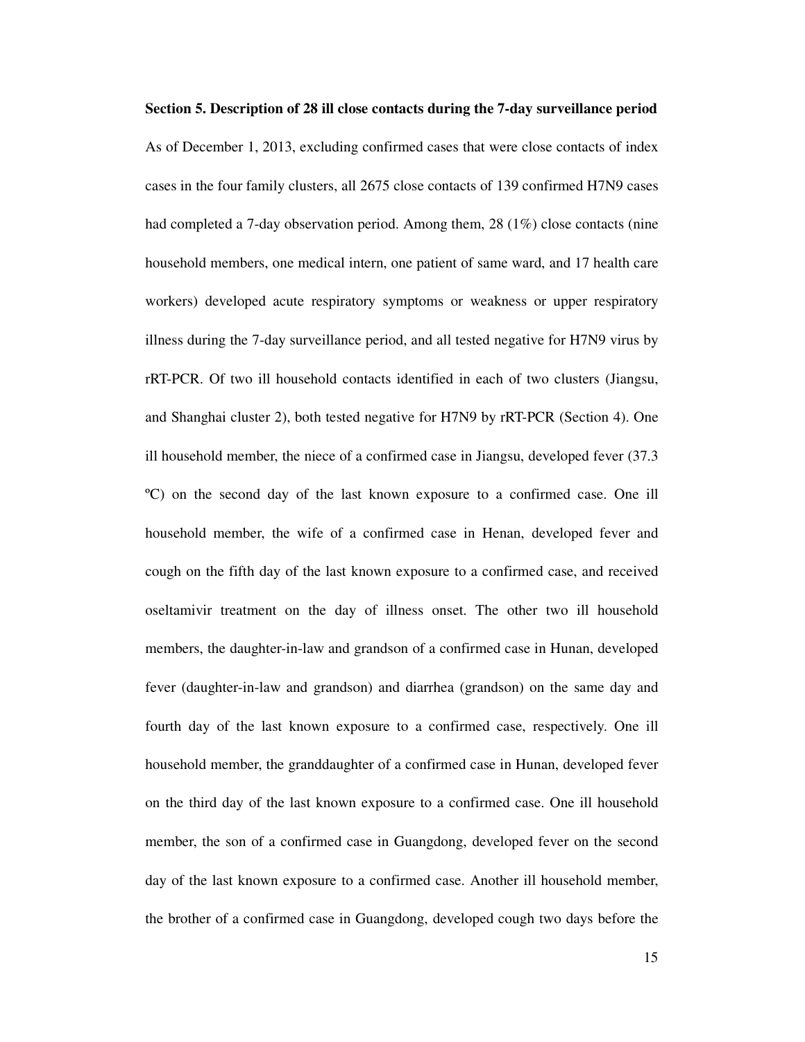**Section 5. Description of 28 ill close contacts during the 7-day surveillance period**

As of December 1, 2013, excluding confirmed cases that were close contacts of index cases in the four family clusters, all 2675 close contacts of 139 confirmed H7N9 cases had completed a 7-day observation period. Among them, 28 (1%) close contacts (nine household members, one medical intern, one patient of same ward, and 17 health care workers) developed acute respiratory symptoms or weakness or upper respiratory illness during the 7-day surveillance period, and all tested negative for H7N9 virus by rRT-PCR. Of two ill household contacts identified in each of two clusters (Jiangsu, and Shanghai cluster 2), both tested negative for H7N9 by rRT-PCR (Section 4). One ill household member, the niece of a confirmed case in Jiangsu, developed fever (37.3 ºC) on the second day of the last known exposure to a confirmed case. One ill household member, the wife of a confirmed case in Henan, developed fever and cough on the fifth day of the last known exposure to a confirmed case, and received oseltamivir treatment on the day of illness onset. The other two ill household members, the daughter-in-law and grandson of a confirmed case in Hunan, developed fever (daughter-in-law and grandson) and diarrhea (grandson) on the same day and fourth day of the last known exposure to a confirmed case, respectively. One ill household member, the granddaughter of a confirmed case in Hunan, developed fever on the third day of the last known exposure to a confirmed case. One ill household member, the son of a confirmed case in Guangdong, developed fever on the second day of the last known exposure to a confirmed case. Another ill household member, the brother of a confirmed case in Guangdong, developed cough two days before the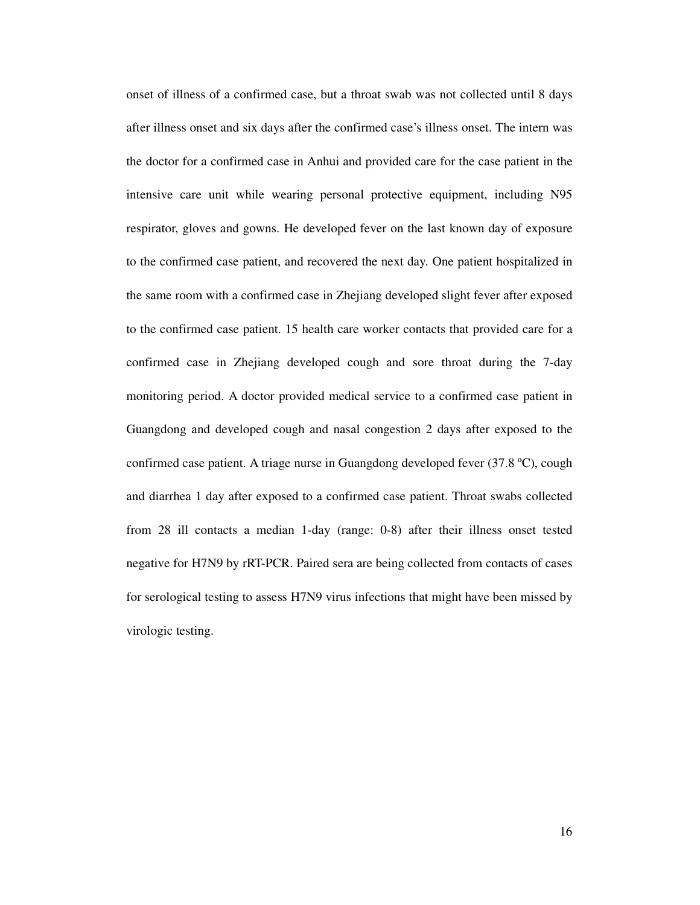onset of illness of a confirmed case, but a throat swab was not collected until 8 days after illness onset and six days after the confirmed case's illness onset. The intern was the doctor for a confirmed case in Anhui and provided care for the case patient in the intensive care unit while wearing personal protective equipment, including N95 respirator, gloves and gowns. He developed fever on the last known day of exposure to the confirmed case patient, and recovered the next day. One patient hospitalized in the same room with a confirmed case in Zhejiang developed slight fever after exposed to the confirmed case patient. 15 health care worker contacts that provided care for a confirmed case in Zhejiang developed cough and sore throat during the 7-day monitoring period. A doctor provided medical service to a confirmed case patient in Guangdong and developed cough and nasal congestion 2 days after exposed to the confirmed case patient. A triage nurse in Guangdong developed fever (37.8 ºC), cough and diarrhea 1 day after exposed to a confirmed case patient. Throat swabs collected from 28 ill contacts a median 1-day (range: 0-8) after their illness onset tested negative for H7N9 by rRT-PCR. Paired sera are being collected from contacts of cases for serological testing to assess H7N9 virus infections that might have been missed by virologic testing.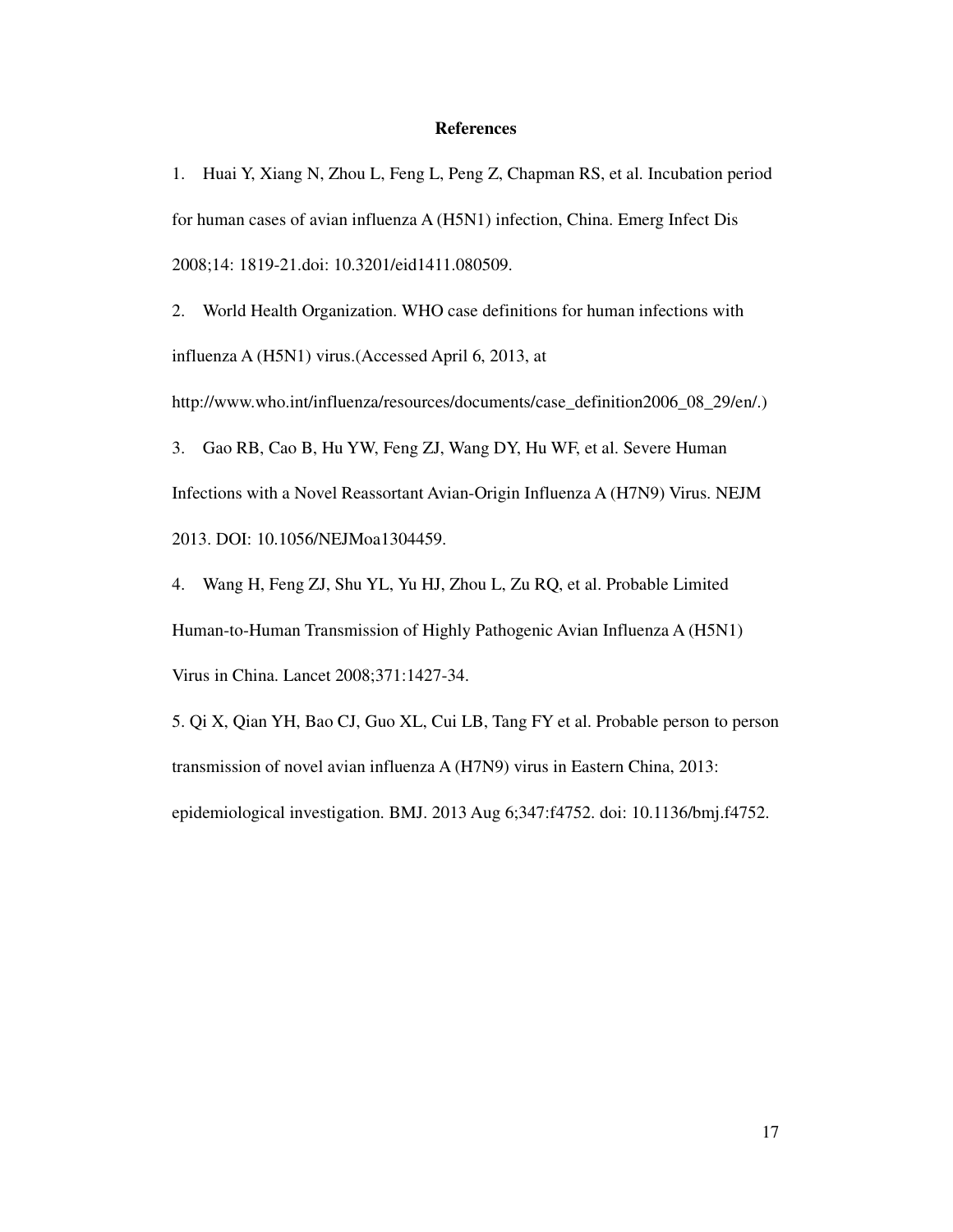## References

1. Huai Y, Xiang N, Zhou L, Feng L, Peng Z, Chapman RS, et al. Incubation period for human cases of avian influenza A (H5N1) infection, China. Emerg Infect Dis 2008;14: 1819-21.doi: 10.3201/eid1411.080509.

2. World Health Organization. WHO case definitions for human infections with influenza A (H5N1) virus.(Accessed April 6, 2013, at http://www.who.int/influenza/resources/documents/case_definition2006_08_29/en/.)

3. Gao RB, Cao B, Hu YW, Feng ZJ, Wang DY, Hu WF, et al. Severe Human Infections with a Novel Reassortant Avian-Origin Influenza A (H7N9) Virus. NEJM 2013. DOI: 10.1056/NEJMoa1304459.

4. Wang H, Feng ZJ, Shu YL, Yu HJ, Zhou L, Zu RQ, et al. Probable Limited Human-to-Human Transmission of Highly Pathogenic Avian Influenza A (H5N1) Virus in China. Lancet 2008;371:1427-34.

5. Qi X, Qian YH, Bao CJ, Guo XL, Cui LB, Tang FY et al. Probable person to person transmission of novel avian influenza A (H7N9) virus in Eastern China, 2013: epidemiological investigation. BMJ. 2013 Aug 6;347:f4752. doi: 10.1136/bmj.f4752.